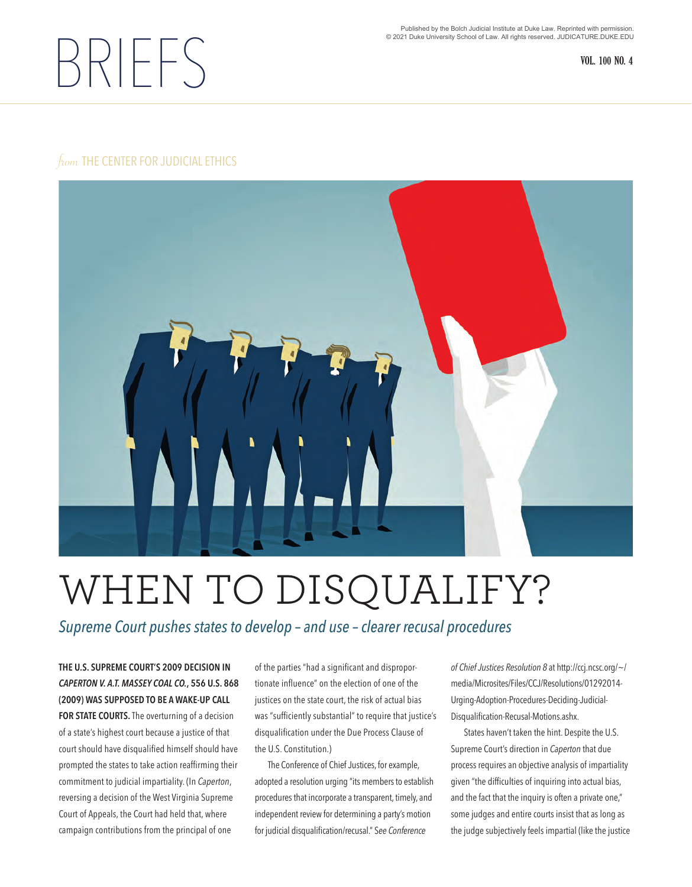# BRIEFS

*from* THE CENTER FOR JUDICIAL ETHICS

# WHEN TO DISQUALIFY?

## *Supreme Court pushes states to develop – and use – clearer recusal procedures*

**THE U.S. SUPREME COURT'S 2009 DECISION IN *CAPERTON V. A.T. MASSEY COAL CO.*, 556 U.S. 868 (2009) WAS SUPPOSED TO BE A WAKE-UP CALL FOR STATE COURTS.** The overturning of a decision of a state's highest court because a justice of that court should have disqualified himself should have prompted the states to take action reaffirming their commitment to judicial impartiality. (In *Caperton*, reversing a decision of the West Virginia Supreme Court of Appeals, the Court had held that, where campaign contributions from the principal of one of the parties "had a significant and disproportionate influence" on the election of one of the justices on the state court, the risk of actual bias was "sufficiently substantial" to require that justice's disqualification under the Due Process Clause of the U.S. Constitution.)

The Conference of Chief Justices, for example, adopted a resolution urging "its members to establish procedures that incorporate a transparent, timely, and independent review for determining a party's motion for judicial disqualification/recusal." *See Conference of Chief Justices Resolution 8* at http://ccj.ncsc.org/~/media/Microsites/Files/CCJ/Resolutions/01292014-Urging-Adoption-Procedures-Deciding-Judicial-Disqualification-Recusal-Motions.ashx.

States haven't taken the hint. Despite the U.S. Supreme Court's direction in *Caperton* that due process requires an objective analysis of impartiality given "the difficulties of inquiring into actual bias, and the fact that the inquiry is often a private one," some judges and entire courts insist that as long as the judge subjectively feels impartial (like the justice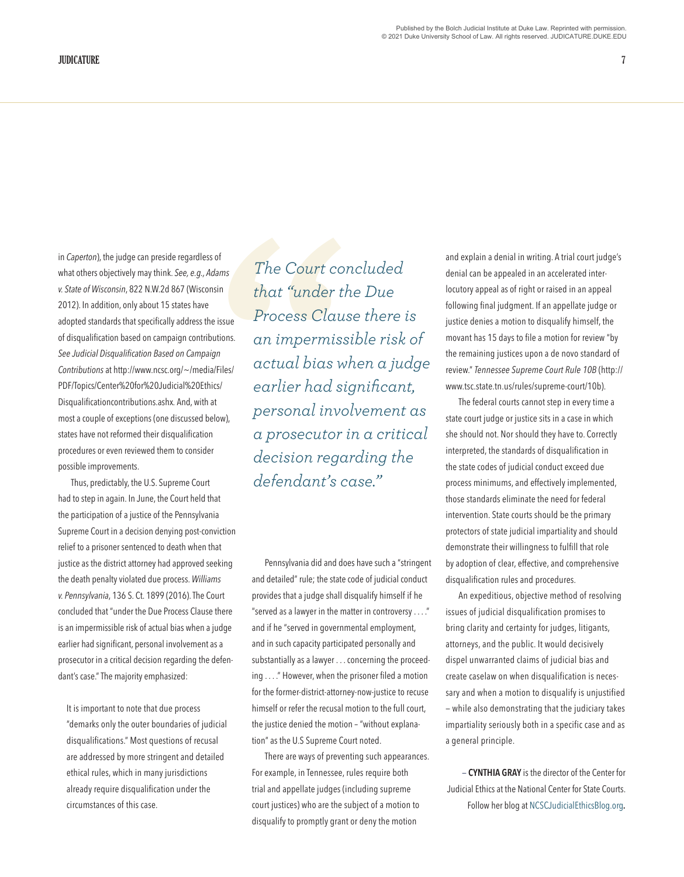in *Caperton*), the judge can preside regardless of what others objectively may think. *See, e.g., Adams v. State of Wisconsin*, 822 N.W.2d 867 (Wisconsin 2012). In addition, only about 15 states have adopted standards that specifically address the issue of disqualification based on campaign contributions. *See Judicial Disqualification Based on Campaign Contributions* at http://www.ncsc.org/~/media/Files/PDF/Topics/Center%20for%20Judicial%20Ethics/Disqualificationcontributions.ashx. And, with at most a couple of exceptions (one discussed below), states have not reformed their disqualification procedures or even reviewed them to consider possible improvements.

Thus, predictably, the U.S. Supreme Court had to step in again. In June, the Court held that the participation of a justice of the Pennsylvania Supreme Court in a decision denying post-conviction relief to a prisoner sentenced to death when that justice as the district attorney had approved seeking the death penalty violated due process. *Williams v. Pennsylvania*, 136 S. Ct. 1899 (2016). The Court concluded that "under the Due Process Clause there is an impermissible risk of actual bias when a judge earlier had significant, personal involvement as a prosecutor in a critical decision regarding the defendant's case." The majority emphasized:

> It is important to note that due process "demarks only the outer boundaries of judicial disqualifications." Most questions of recusal are addressed by more stringent and detailed ethical rules, which in many jurisdictions already require disqualification under the circumstances of this case.

> *The Court concluded that "under the Due Process Clause there is an impermissible risk of actual bias when a judge earlier had significant, personal involvement as a prosecutor in a critical decision regarding the defendant's case."*

Pennsylvania did and does have such a "stringent and detailed" rule; the state code of judicial conduct provides that a judge shall disqualify himself if he "served as a lawyer in the matter in controversy . . . ." and if he "served in governmental employment, and in such capacity participated personally and substantially as a lawyer . . . concerning the proceeding . . . ." However, when the prisoner filed a motion for the former-district-attorney-now-justice to recuse himself or refer the recusal motion to the full court, the justice denied the motion – "without explanation" as the U.S Supreme Court noted.

There are ways of preventing such appearances. For example, in Tennessee, rules require both trial and appellate judges (including supreme court justices) who are the subject of a motion to disqualify to promptly grant or deny the motion and explain a denial in writing. A trial court judge's denial can be appealed in an accelerated interlocutory appeal as of right or raised in an appeal following final judgment. If an appellate judge or justice denies a motion to disqualify himself, the movant has 15 days to file a motion for review "by the remaining justices upon a de novo standard of review." *Tennessee Supreme Court Rule 10B* (http://www.tsc.state.tn.us/rules/supreme-court/10b).

The federal courts cannot step in every time a state court judge or justice sits in a case in which she should not. Nor should they have to. Correctly interpreted, the standards of disqualification in the state codes of judicial conduct exceed due process minimums, and effectively implemented, those standards eliminate the need for federal intervention. State courts should be the primary protectors of state judicial impartiality and should demonstrate their willingness to fulfill that role by adoption of clear, effective, and comprehensive disqualification rules and procedures.

An expeditious, objective method of resolving issues of judicial disqualification promises to bring clarity and certainty for judges, litigants, attorneys, and the public. It would decisively dispel unwarranted claims of judicial bias and create caselaw on when disqualification is necessary and when a motion to disqualify is unjustified – while also demonstrating that the judiciary takes impartiality seriously both in a specific case and as a general principle.

– **CYNTHIA GRAY** is the director of the Center for Judicial Ethics at the National Center for State Courts. Follow her blog at NCSCJudicialEthicsBlog.org.